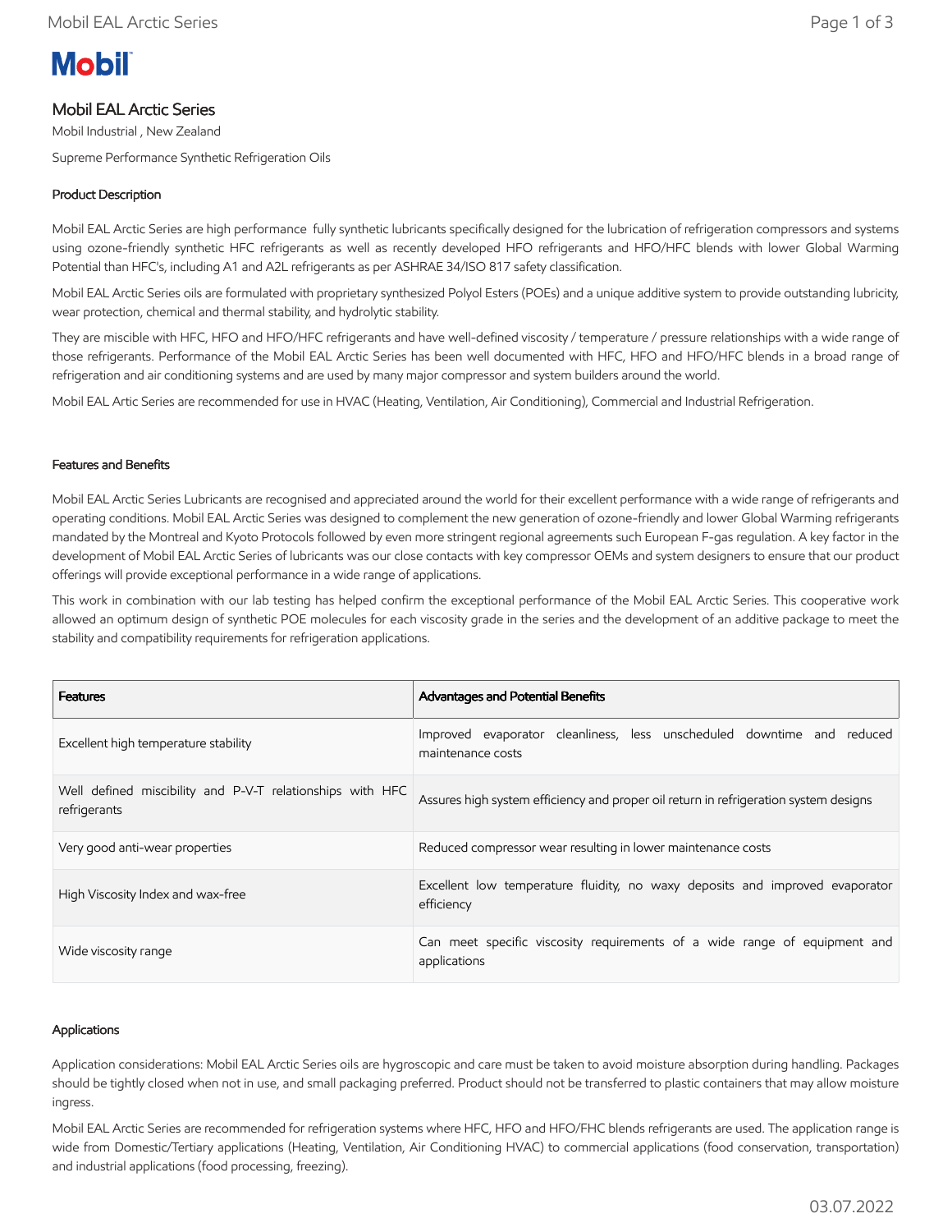**Mobil**

# Mobil EAL Arctic Series

Mobil Industrial , New Zealand

Supreme Performance Synthetic Refrigeration Oils

## Product Description

Mobil EAL Arctic Series are high performance fully synthetic lubricants specifically designed for the lubrication of refrigeration compressors and systems using ozone-friendly synthetic HFC refrigerants as well as recently developed HFO refrigerants and HFO/HFC blends with lower Global Warming Potential than HFC's, including A1 and A2L refrigerants as per ASHRAE 34/ISO 817 safety classification.

Mobil EAL Arctic Series oils are formulated with proprietary synthesized Polyol Esters (POEs) and a unique additive system to provide outstanding lubricity, wear protection, chemical and thermal stability, and hydrolytic stability.

They are miscible with HFC, HFO and HFO/HFC refrigerants and have well-defined viscosity / temperature / pressure relationships with a wide range of those refrigerants. Performance of the Mobil EAL Arctic Series has been well documented with HFC, HFO and HFO/HFC blends in a broad range of refrigeration and air conditioning systems and are used by many major compressor and system builders around the world.

Mobil EAL Artic Series are recommended for use in HVAC (Heating, Ventilation, Air Conditioning), Commercial and Industrial Refrigeration.

## Features and Benefits

Mobil EAL Arctic Series Lubricants are recognised and appreciated around the world for their excellent performance with a wide range of refrigerants and operating conditions. Mobil EAL Arctic Series was designed to complement the new generation of ozone-friendly and lower Global Warming refrigerants mandated by the Montreal and Kyoto Protocols followed by even more stringent regional agreements such European F-gas regulation. A key factor in the development of Mobil EAL Arctic Series of lubricants was our close contacts with key compressor OEMs and system designers to ensure that our product offerings will provide exceptional performance in a wide range of applications.

This work in combination with our lab testing has helped confirm the exceptional performance of the Mobil EAL Arctic Series. This cooperative work allowed an optimum design of synthetic POE molecules for each viscosity grade in the series and the development of an additive package to meet the stability and compatibility requirements for refrigeration applications.

| Features | Advantages and Potential Benefits |
|---|---|
| Excellent high temperature stability | Improved evaporator cleanliness, less unscheduled downtime and reduced maintenance costs |
| Well defined miscibility and P-V-T relationships with HFC refrigerants | Assures high system efficiency and proper oil return in refrigeration system designs |
| Very good anti-wear properties | Reduced compressor wear resulting in lower maintenance costs |
| High Viscosity Index and wax-free | Excellent low temperature fluidity, no waxy deposits and improved evaporator efficiency |
| Wide viscosity range | Can meet specific viscosity requirements of a wide range of equipment and applications |

## Applications

Application considerations: Mobil EAL Arctic Series oils are hygroscopic and care must be taken to avoid moisture absorption during handling. Packages should be tightly closed when not in use, and small packaging preferred. Product should not be transferred to plastic containers that may allow moisture ingress.

Mobil EAL Arctic Series are recommended for refrigeration systems where HFC, HFO and HFO/FHC blends refrigerants are used. The application range is wide from Domestic/Tertiary applications (Heating, Ventilation, Air Conditioning HVAC) to commercial applications (food conservation, transportation) and industrial applications (food processing, freezing).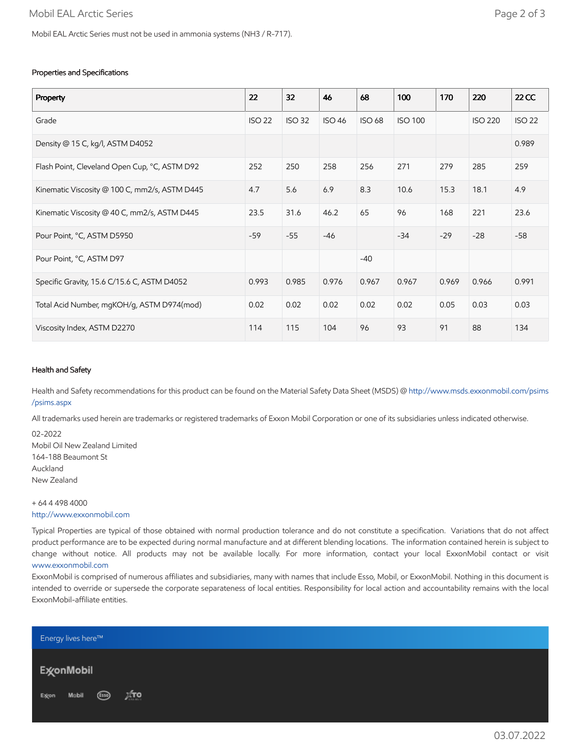Mobil EAL Arctic Series must not be used in ammonia systems ($NH_3$ / R-717).

### Properties and Specifications

| Property | 22 | 32 | 46 | 68 | 100 | 170 | 220 | 22 CC |
|---|---|---|---|---|---|---|---|---|
| Grade | ISO 22 | ISO 32 | ISO 46 | ISO 68 | ISO 100 | | ISO 220 | ISO 22 |
| Density @ 15 C, kg/l, ASTM D4052 | | | | | | | | 0.989 |
| Flash Point, Cleveland Open Cup, °C, ASTM D92 | 252 | 250 | 258 | 256 | 271 | 279 | 285 | 259 |
| Kinematic Viscosity @ 100 C, mm2/s, ASTM D445 | 4.7 | 5.6 | 6.9 | 8.3 | 10.6 | 15.3 | 18.1 | 4.9 |
| Kinematic Viscosity @ 40 C, mm2/s, ASTM D445 | 23.5 | 31.6 | 46.2 | 65 | 96 | 168 | 221 | 23.6 |
| Pour Point, °C, ASTM D5950 | -59 | -55 | -46 | | -34 | -29 | -28 | -58 |
| Pour Point, °C, ASTM D97 | | | | -40 | | | | |
| Specific Gravity, 15.6 C/15.6 C, ASTM D4052 | 0.993 | 0.985 | 0.976 | 0.967 | 0.967 | 0.969 | 0.966 | 0.991 |
| Total Acid Number, mgKOH/g, ASTM D974(mod) | 0.02 | 0.02 | 0.02 | 0.02 | 0.02 | 0.05 | 0.03 | 0.03 |
| Viscosity Index, ASTM D2270 | 114 | 115 | 104 | 96 | 93 | 91 | 88 | 134 |

### Health and Safety

Health and Safety recommendations for this product can be found on the Material Safety Data Sheet (MSDS) @ http://www.msds.exxonmobil.com/psims/psims.aspx

All trademarks used herein are trademarks or registered trademarks of Exxon Mobil Corporation or one of its subsidiaries unless indicated otherwise.

02-2022
Mobil Oil New Zealand Limited
164-188 Beaumont St
Auckland
New Zealand

+ 64 4 498 4000
http://www.exxonmobil.com

Typical Properties are typical of those obtained with normal production tolerance and do not constitute a specification. Variations that do not affect product performance are to be expected during normal manufacture and at different blending locations. The information contained herein is subject to change without notice. All products may not be available locally. For more information, contact your local ExxonMobil contact or visit www.exxonmobil.com

ExxonMobil is comprised of numerous affiliates and subsidiaries, many with names that include Esso, Mobil, or ExxonMobil. Nothing in this document is intended to override or supersede the corporate separateness of local entities. Responsibility for local action and accountability remains with the local ExxonMobil-affiliate entities.

Energy lives here™

ExxonMobil

Exxon Mobil Esso XTO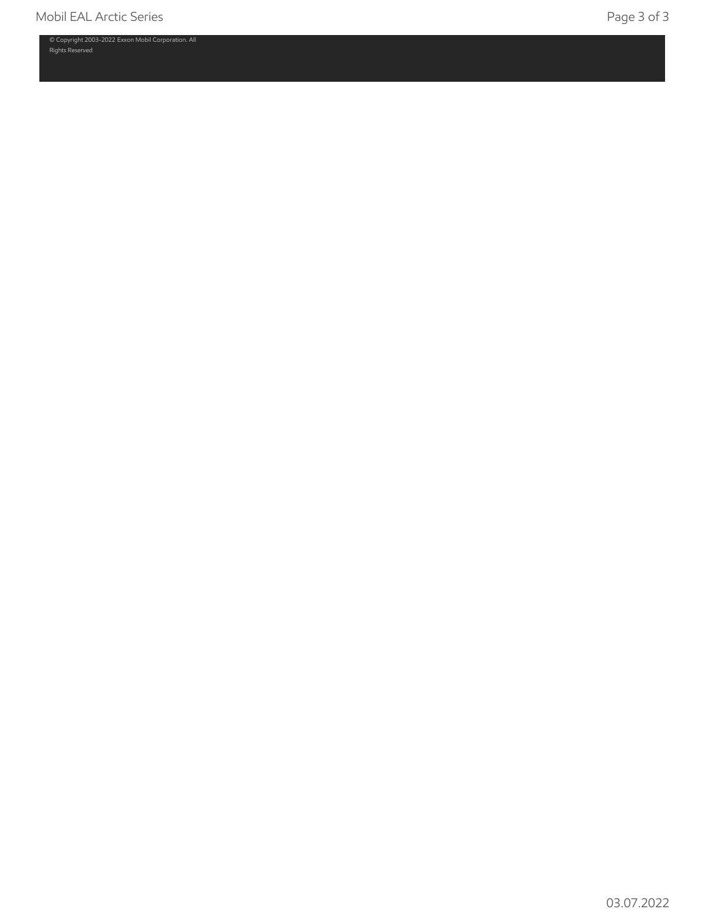© Copyright 2003-2022 Exxon Mobil Corporation. All Rights Reserved